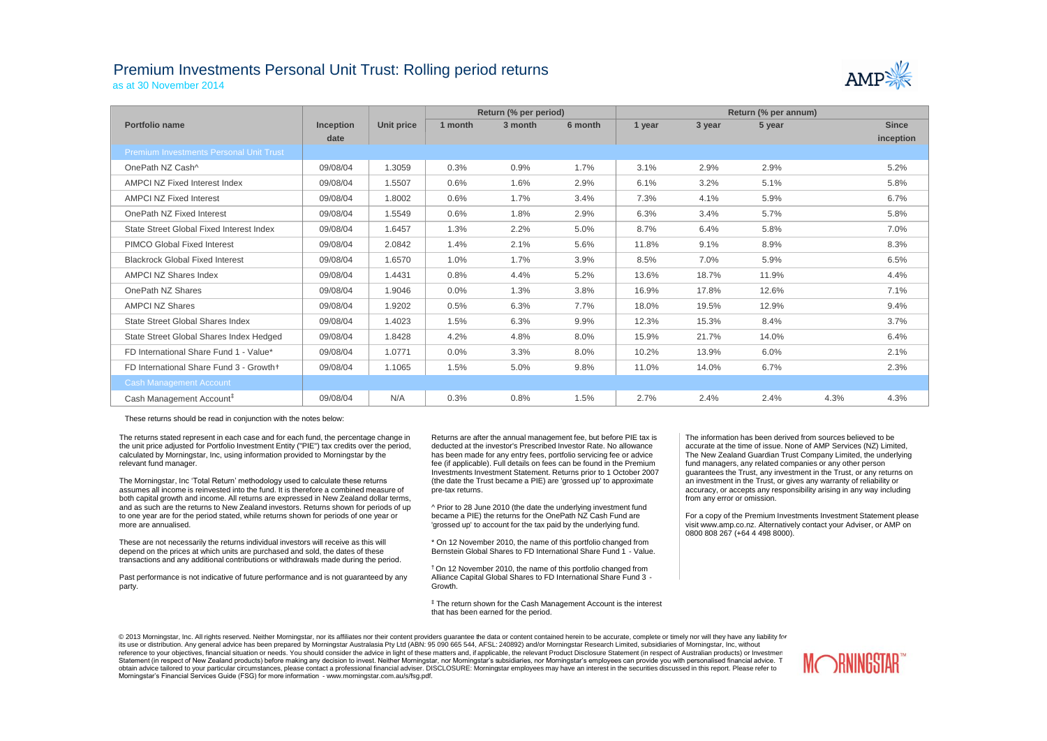# Premium Investments Personal Unit Trust: Rolling period returns

as at 30 November 2014

| Portfolio name | Inception date | Unit price | Return (% per period) | | | Return (% per annum) | | | | |
|---|---|---|---|---|---|---|---|---|---|---|
| | | | 1 month | 3 month | 6 month | 1 year | 3 year | 5 year | | Since inception |
| **Premium Investments Personal Unit Trust** | | | | | | | | | | |
| OnePath NZ Cash^ | 09/08/04 | 1.3059 | 0.3% | 0.9% | 1.7% | 3.1% | 2.9% | 2.9% | | 5.2% |
| AMPCI NZ Fixed Interest Index | 09/08/04 | 1.5507 | 0.6% | 1.6% | 2.9% | 6.1% | 3.2% | 5.1% | | 5.8% |
| AMPCI NZ Fixed Interest | 09/08/04 | 1.8002 | 0.6% | 1.7% | 3.4% | 7.3% | 4.1% | 5.9% | | 6.7% |
| OnePath NZ Fixed Interest | 09/08/04 | 1.5549 | 0.6% | 1.8% | 2.9% | 6.3% | 3.4% | 5.7% | | 5.8% |
| State Street Global Fixed Interest Index | 09/08/04 | 1.6457 | 1.3% | 2.2% | 5.0% | 8.7% | 6.4% | 5.8% | | 7.0% |
| PIMCO Global Fixed Interest | 09/08/04 | 2.0842 | 1.4% | 2.1% | 5.6% | 11.8% | 9.1% | 8.9% | | 8.3% |
| Blackrock Global Fixed Interest | 09/08/04 | 1.6570 | 1.0% | 1.7% | 3.9% | 8.5% | 7.0% | 5.9% | | 6.5% |
| AMPCI NZ Shares Index | 09/08/04 | 1.4431 | 0.8% | 4.4% | 5.2% | 13.6% | 18.7% | 11.9% | | 4.4% |
| OnePath NZ Shares | 09/08/04 | 1.9046 | 0.0% | 1.3% | 3.8% | 16.9% | 17.8% | 12.6% | | 7.1% |
| AMPCI NZ Shares | 09/08/04 | 1.9202 | 0.5% | 6.3% | 7.7% | 18.0% | 19.5% | 12.9% | | 9.4% |
| State Street Global Shares Index | 09/08/04 | 1.4023 | 1.5% | 6.3% | 9.9% | 12.3% | 15.3% | 8.4% | | 3.7% |
| State Street Global Shares Index Hedged | 09/08/04 | 1.8428 | 4.2% | 4.8% | 8.0% | 15.9% | 21.7% | 14.0% | | 6.4% |
| FD International Share Fund 1 - Value* | 09/08/04 | 1.0771 | 0.0% | 3.3% | 8.0% | 10.2% | 13.9% | 6.0% | | 2.1% |
| FD International Share Fund 3 - Growth† | 09/08/04 | 1.1065 | 1.5% | 5.0% | 9.8% | 11.0% | 14.0% | 6.7% | | 2.3% |
| **Cash Management Account** | | | | | | | | | | |
| Cash Management Account‡ | 09/08/04 | N/A | 0.3% | 0.8% | 1.5% | 2.7% | 2.4% | 2.4% | 4.3% | 4.3% |

These returns should be read in conjunction with the notes below:

The returns stated represent in each case and for each fund, the percentage change in the unit price adjusted for Portfolio Investment Entity ("PIE") tax credits over the period, calculated by Morningstar, Inc, using information provided to Morningstar by the relevant fund manager.

The Morningstar, Inc 'Total Return' methodology used to calculate these returns assumes all income is reinvested into the fund. It is therefore a combined measure of both capital growth and income. All returns are expressed in New Zealand dollar terms, and as such are the returns to New Zealand investors. Returns shown for periods of up to one year are for the period stated, while returns shown for periods of one year or more are annualised.

These are not necessarily the returns individual investors will receive as this will depend on the prices at which units are purchased and sold, the dates of these transactions and any additional contributions or withdrawals made during the period.

Past performance is not indicative of future performance and is not guaranteed by any party.

Returns are after the annual management fee, but before PIE tax is deducted at the investor's Prescribed Investor Rate. No allowance has been made for any entry fees, portfolio servicing fee or advice fee (if applicable). Full details on fees can be found in the Premium Investments Investment Statement. Returns prior to 1 October 2007 (the date the Trust became a PIE) are 'grossed up' to approximate pre-tax returns.

^ Prior to 28 June 2010 (the date the underlying investment fund became a PIE) the returns for the OnePath NZ Cash Fund are 'grossed up' to account for the tax paid by the underlying fund.

\* On 12 November 2010, the name of this portfolio changed from Bernstein Global Shares to FD International Share Fund 1 - Value.

† On 12 November 2010, the name of this portfolio changed from Alliance Capital Global Shares to FD International Share Fund 3 - Growth.

‡ The return shown for the Cash Management Account is the interest that has been earned for the period.

The information has been derived from sources believed to be accurate at the time of issue. None of AMP Services (NZ) Limited, The New Zealand Guardian Trust Company Limited, the underlying fund managers, any related companies or any other person guarantees the Trust, any investment in the Trust, or any returns on an investment in the Trust, or gives any warranty of reliability or accuracy, or accepts any responsibility arising in any way including from any error or omission.

For a copy of the Premium Investments Investment Statement please visit www.amp.co.nz. Alternatively contact your Adviser, or AMP on 0800 808 267 (+64 4 498 8000).

© 2013 Morningstar, Inc. All rights reserved. Neither Morningstar, nor its affiliates nor their content providers guarantee the data or content contained herein to be accurate, complete or timely nor will they have any liability for its use or distribution. Any general advice has been prepared by Morningstar Australasia Pty Ltd (ABN: 95 090 665 544, AFSL: 240892) and/or Morningstar Research Limited, subsidiaries of Morningstar, Inc, without reference to your objectives, financial situation or needs. You should consider the advice in light of these matters and, if applicable, the relevant Product Disclosure Statement (in respect of Australian products) or Investment Statement (in respect of New Zealand products) before making any decision to invest. Neither Morningstar, nor Morningstar's subsidiaries, nor Morningstar's employees can provide you with personalised financial advice. To obtain advice tailored to your particular circumstances, please contact a professional financial adviser. DISCLOSURE: Morningstar employees may have an interest in the securities discussed in this report. Please refer to Morningstar's Financial Services Guide (FSG) for more information - www.morningstar.com.au/s/fsg.pdf.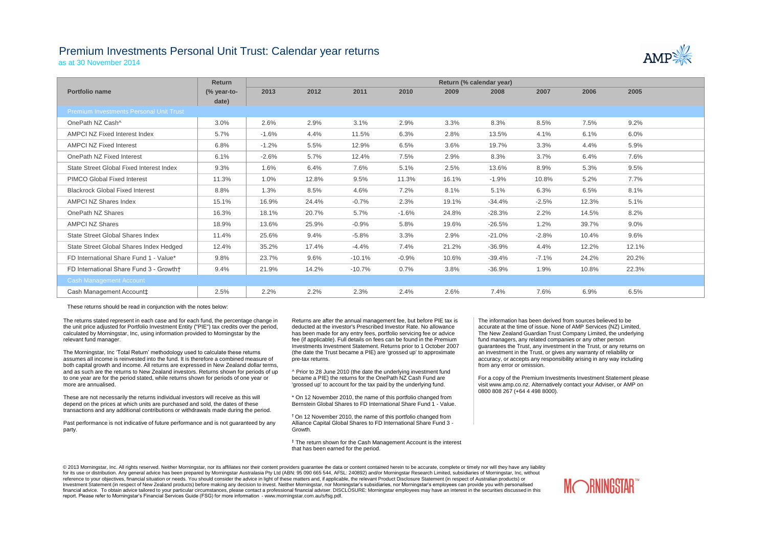# Premium Investments Personal Unit Trust: Calendar year returns

as at 30 November 2014

| Portfolio name | Return (% year-to-date) | Return (% calendar year) | | | | | | | | |
|---|---|---|---|---|---|---|---|---|---|---|
| | | 2013 | 2012 | 2011 | 2010 | 2009 | 2008 | 2007 | 2006 | 2005 |
| **Premium Investments Personal Unit Trust** | | | | | | | | | | |
| OnePath NZ Cash^ | 3.0% | 2.6% | 2.9% | 3.1% | 2.9% | 3.3% | 8.3% | 8.5% | 7.5% | 9.2% |
| AMPCI NZ Fixed Interest Index | 5.7% | -1.6% | 4.4% | 11.5% | 6.3% | 2.8% | 13.5% | 4.1% | 6.1% | 6.0% |
| AMPCI NZ Fixed Interest | 6.8% | -1.2% | 5.5% | 12.9% | 6.5% | 3.6% | 19.7% | 3.3% | 4.4% | 5.9% |
| OnePath NZ Fixed Interest | 6.1% | -2.6% | 5.7% | 12.4% | 7.5% | 2.9% | 8.3% | 3.7% | 6.4% | 7.6% |
| State Street Global Fixed Interest Index | 9.3% | 1.6% | 6.4% | 7.6% | 5.1% | 2.5% | 13.6% | 8.9% | 5.3% | 9.5% |
| PIMCO Global Fixed Interest | 11.3% | 1.0% | 12.8% | 9.5% | 11.3% | 16.1% | -1.9% | 10.8% | 5.2% | 7.7% |
| Blackrock Global Fixed Interest | 8.8% | 1.3% | 8.5% | 4.6% | 7.2% | 8.1% | 5.1% | 6.3% | 6.5% | 8.1% |
| AMPCI NZ Shares Index | 15.1% | 16.9% | 24.4% | -0.7% | 2.3% | 19.1% | -34.4% | -2.5% | 12.3% | 5.1% |
| OnePath NZ Shares | 16.3% | 18.1% | 20.7% | 5.7% | -1.6% | 24.8% | -28.3% | 2.2% | 14.5% | 8.2% |
| AMPCI NZ Shares | 18.9% | 13.6% | 25.9% | -0.9% | 5.8% | 19.6% | -26.5% | 1.2% | 39.7% | 9.0% |
| State Street Global Shares Index | 11.4% | 25.6% | 9.4% | -5.8% | 3.3% | 2.9% | -21.0% | -2.8% | 10.4% | 9.6% |
| State Street Global Shares Index Hedged | 12.4% | 35.2% | 17.4% | -4.4% | 7.4% | 21.2% | -36.9% | 4.4% | 12.2% | 12.1% |
| FD International Share Fund 1 - Value* | 9.8% | 23.7% | 9.6% | -10.1% | -0.9% | 10.6% | -39.4% | -7.1% | 24.2% | 20.2% |
| FD International Share Fund 3 - Growth† | 9.4% | 21.9% | 14.2% | -10.7% | 0.7% | 3.8% | -36.9% | 1.9% | 10.8% | 22.3% |
| **Cash Management Account** | | | | | | | | | | |
| Cash Management Account‡ | 2.5% | 2.2% | 2.2% | 2.3% | 2.4% | 2.6% | 7.4% | 7.6% | 6.9% | 6.5% |

These returns should be read in conjunction with the notes below:

The returns stated represent in each case and for each fund, the percentage change in the unit price adjusted for Portfolio Investment Entity ("PIE") tax credits over the period, calculated by Morningstar, Inc, using information provided to Morningstar by the relevant fund manager.

The Morningstar, Inc 'Total Return' methodology used to calculate these returns assumes all income is reinvested into the fund. It is therefore a combined measure of both capital growth and income. All returns are expressed in New Zealand dollar terms, and as such are the returns to New Zealand investors. Returns shown for periods of up to one year are for the period stated, while returns shown for periods of one year or more are annualised.

These are not necessarily the returns individual investors will receive as this will depend on the prices at which units are purchased and sold, the dates of these transactions and any additional contributions or withdrawals made during the period.

Past performance is not indicative of future performance and is not guaranteed by any party.

Returns are after the annual management fee, but before PIE tax is deducted at the investor's Prescribed Investor Rate. No allowance has been made for any entry fees, portfolio servicing fee or advice fee (if applicable). Full details on fees can be found in the Premium Investments Investment Statement. Returns prior to 1 October 2007 (the date the Trust became a PIE) are 'grossed up' to approximate pre-tax returns.

^ Prior to 28 June 2010 (the date the underlying investment fund became a PIE) the returns for the OnePath NZ Cash Fund are 'grossed up' to account for the tax paid by the underlying fund.

* On 12 November 2010, the name of this portfolio changed from Bernstein Global Shares to FD International Share Fund 1 - Value.

† On 12 November 2010, the name of this portfolio changed from Alliance Capital Global Shares to FD International Share Fund 3 - Growth.

‡ The return shown for the Cash Management Account is the interest that has been earned for the period.

The information has been derived from sources believed to be accurate at the time of issue. None of AMP Services (NZ) Limited, The New Zealand Guardian Trust Company Limited, the underlying fund managers, any related companies or any other person guarantees the Trust, any investment in the Trust, or any returns on an investment in the Trust, or gives any warranty of reliability or accuracy, or accepts any responsibility arising in any way including from any error or omission.

For a copy of the Premium Investments Investment Statement please visit www.amp.co.nz. Alternatively contact your Adviser, or AMP on 0800 808 267 (+64 4 498 8000).

© 2013 Morningstar, Inc. All rights reserved. Neither Morningstar, nor its affiliates nor their content providers guarantee the data or content contained herein to be accurate, complete or timely nor will they have any liability for its use or distribution. Any general advice has been prepared by Morningstar Australasia Pty Ltd (ABN: 95 090 665 544, AFSL: 240892) and/or Morningstar Research Limited, subsidiaries of Morningstar, Inc, without reference to your objectives, financial situation or needs. You should consider the advice in light of these matters and, if applicable, the relevant Product Disclosure Statement (in respect of Australian products) or Investment Statement (in respect of New Zealand products) before making any decision to invest. Neither Morningstar, nor Morningstar's subsidiaries, nor Morningstar's employees can provide you with personalised financial advice. To obtain advice tailored to your particular circumstances, please contact a professional financial adviser. DISCLOSURE: Morningstar employees may have an interest in the securities discussed in this report. Please refer to Morningstar's Financial Services Guide (FSG) for more information - www.morningstar.com.au/s/fsg.pdf.